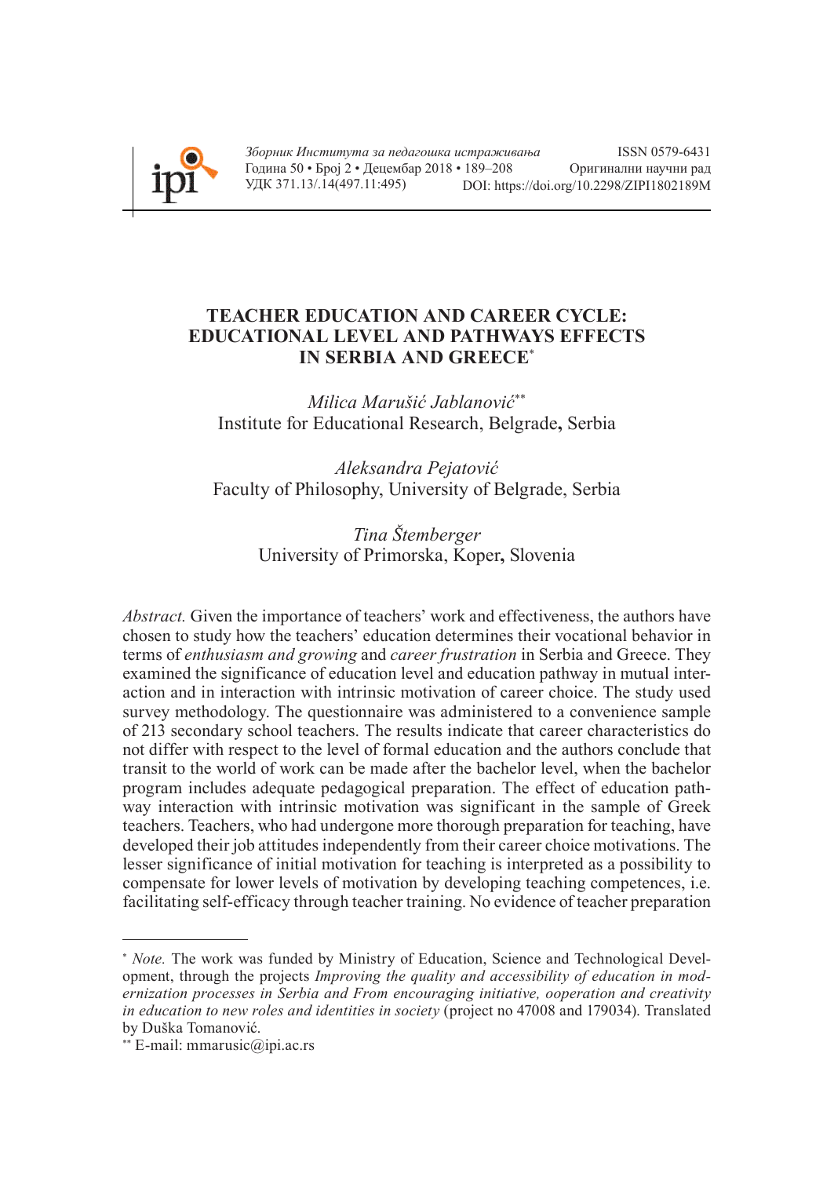# TEACHER EDUCATION AND CAREER CYCLE: EDUCATIONAL LEVEL AND PATHWAYS EFFECTS IN SERBIA AND GREECE[*]

*Milica Marušić Jablanović*[**]
Institute for Educational Research, Belgrade, Serbia

*Aleksandra Pejatović*
Faculty of Philosophy, University of Belgrade, Serbia

*Tina Štemberger*
University of Primorska, Koper, Slovenia

*Abstract.* Given the importance of teachers' work and effectiveness, the authors have chosen to study how the teachers' education determines their vocational behavior in terms of *enthusiasm and growing* and *career frustration* in Serbia and Greece. They examined the significance of education level and education pathway in mutual interaction and in interaction with intrinsic motivation of career choice. The study used survey methodology. The questionnaire was administered to a convenience sample of 213 secondary school teachers. The results indicate that career characteristics do not differ with respect to the level of formal education and the authors conclude that transit to the world of work can be made after the bachelor level, when the bachelor program includes adequate pedagogical preparation. The effect of education pathway interaction with intrinsic motivation was significant in the sample of Greek teachers. Teachers, who had undergone more thorough preparation for teaching, have developed their job attitudes independently from their career choice motivations. The lesser significance of initial motivation for teaching is interpreted as a possibility to compensate for lower levels of motivation by developing teaching competences, i.e. facilitating self-efficacy through teacher training. No evidence of teacher preparation

---

[*] *Note.* The work was funded by Ministry of Education, Science and Technological Development, through the projects *Improving the quality and accessibility of education in modernization processes in Serbia and From encouraging initiative, ooperation and creativity in education to new roles and identities in society* (project no 47008 and 179034). Translated by Duška Tomanović.

[**] E-mail: mmarusic@ipi.ac.rs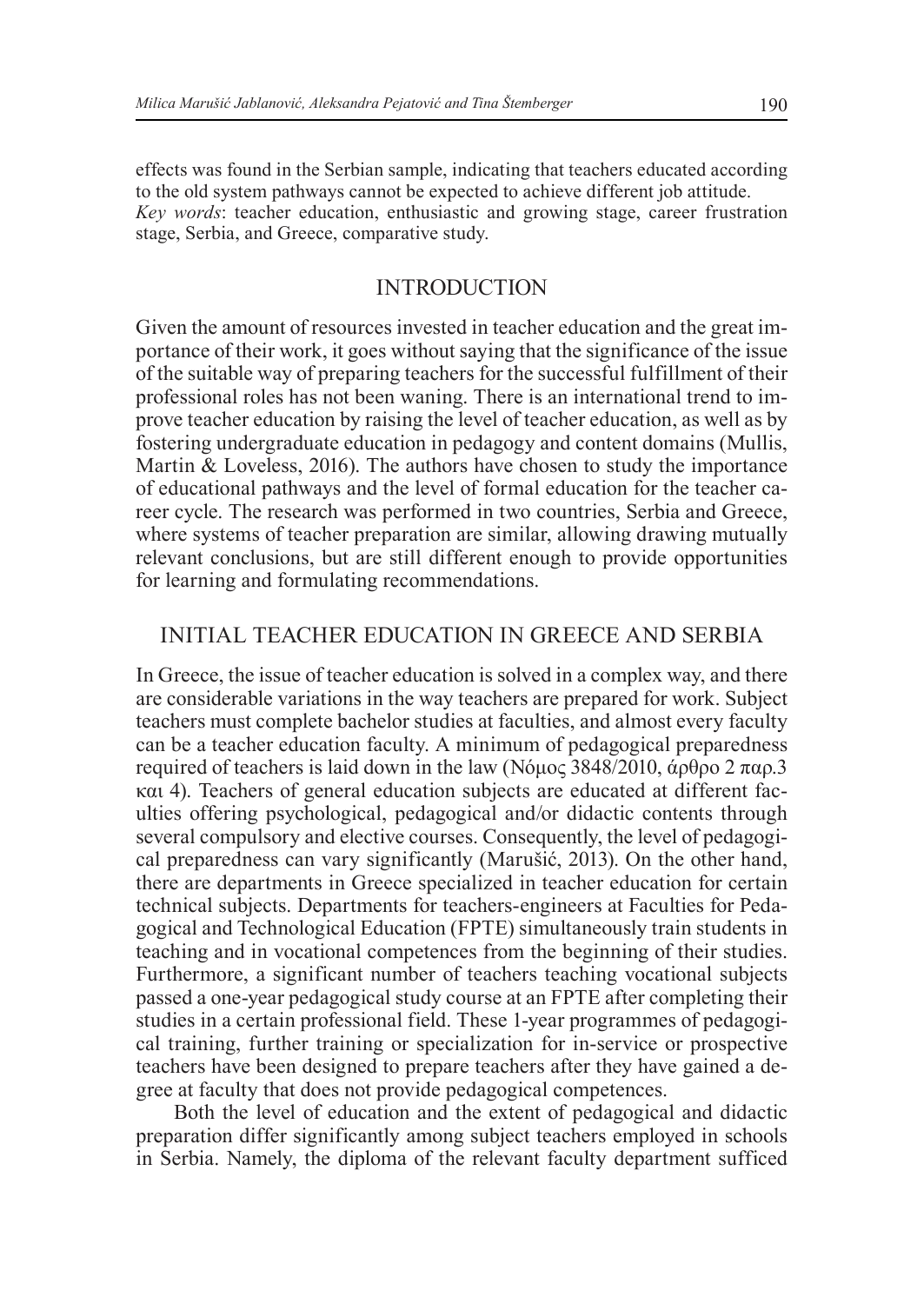effects was found in the Serbian sample, indicating that teachers educated according to the old system pathways cannot be expected to achieve different job attitude.

*Key words*: teacher education, enthusiastic and growing stage, career frustration stage, Serbia, and Greece, comparative study.

## INTRODUCTION

Given the amount of resources invested in teacher education and the great importance of their work, it goes without saying that the significance of the issue of the suitable way of preparing teachers for the successful fulfillment of their professional roles has not been waning. There is an international trend to improve teacher education by raising the level of teacher education, as well as by fostering undergraduate education in pedagogy and content domains (Mullis, Martin & Loveless, 2016). The authors have chosen to study the importance of educational pathways and the level of formal education for the teacher career cycle. The research was performed in two countries, Serbia and Greece, where systems of teacher preparation are similar, allowing drawing mutually relevant conclusions, but are still different enough to provide opportunities for learning and formulating recommendations.

## INITIAL TEACHER EDUCATION IN GREECE AND SERBIA

In Greece, the issue of teacher education is solved in a complex way, and there are considerable variations in the way teachers are prepared for work. Subject teachers must complete bachelor studies at faculties, and almost every faculty can be a teacher education faculty. A minimum of pedagogical preparedness required of teachers is laid down in the law (Νόμος 3848/2010, άρθρο 2 παρ.3 και 4). Teachers of general education subjects are educated at different faculties offering psychological, pedagogical and/or didactic contents through several compulsory and elective courses. Consequently, the level of pedagogical preparedness can vary significantly (Marušić, 2013). On the other hand, there are departments in Greece specialized in teacher education for certain technical subjects. Departments for teachers-engineers at Faculties for Pedagogical and Technological Education (FPTE) simultaneously train students in teaching and in vocational competences from the beginning of their studies. Furthermore, a significant number of teachers teaching vocational subjects passed a one-year pedagogical study course at an FPTE after completing their studies in a certain professional field. These 1-year programmes of pedagogical training, further training or specialization for in-service or prospective teachers have been designed to prepare teachers after they have gained a degree at faculty that does not provide pedagogical competences.

Both the level of education and the extent of pedagogical and didactic preparation differ significantly among subject teachers employed in schools in Serbia. Namely, the diploma of the relevant faculty department sufficed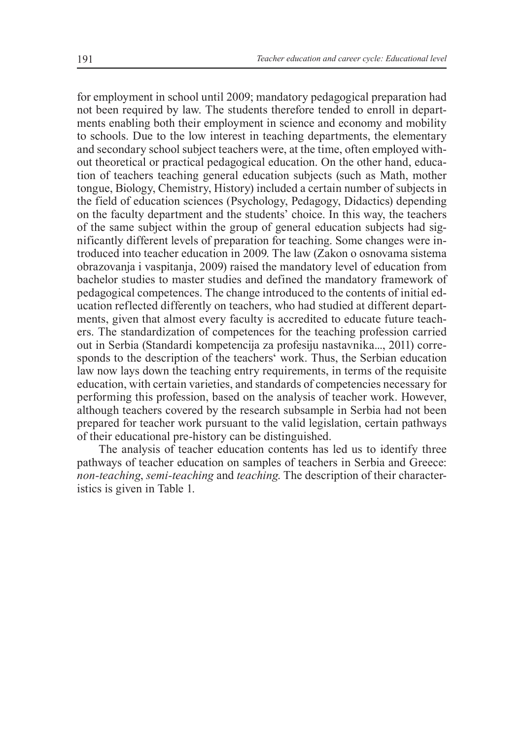for employment in school until 2009; mandatory pedagogical preparation had not been required by law. The students therefore tended to enroll in departments enabling both their employment in science and economy and mobility to schools. Due to the low interest in teaching departments, the elementary and secondary school subject teachers were, at the time, often employed without theoretical or practical pedagogical education. On the other hand, education of teachers teaching general education subjects (such as Math, mother tongue, Biology, Chemistry, History) included a certain number of subjects in the field of education sciences (Psychology, Pedagogy, Didactics) depending on the faculty department and the students' choice. In this way, the teachers of the same subject within the group of general education subjects had significantly different levels of preparation for teaching. Some changes were introduced into teacher education in 2009. The law (Zakon o osnovama sistema obrazovanja i vaspitanja, 2009) raised the mandatory level of education from bachelor studies to master studies and defined the mandatory framework of pedagogical competences. The change introduced to the contents of initial education reflected differently on teachers, who had studied at different departments, given that almost every faculty is accredited to educate future teachers. The standardization of competences for the teaching profession carried out in Serbia (Standardi kompetencija za profesiju nastavnika..., 2011) corresponds to the description of the teachers' work. Thus, the Serbian education law now lays down the teaching entry requirements, in terms of the requisite education, with certain varieties, and standards of competencies necessary for performing this profession, based on the analysis of teacher work. However, although teachers covered by the research subsample in Serbia had not been prepared for teacher work pursuant to the valid legislation, certain pathways of their educational pre-history can be distinguished.

The analysis of teacher education contents has led us to identify three pathways of teacher education on samples of teachers in Serbia and Greece: *non-teaching*, *semi-teaching* and *teaching*. The description of their characteristics is given in Table 1.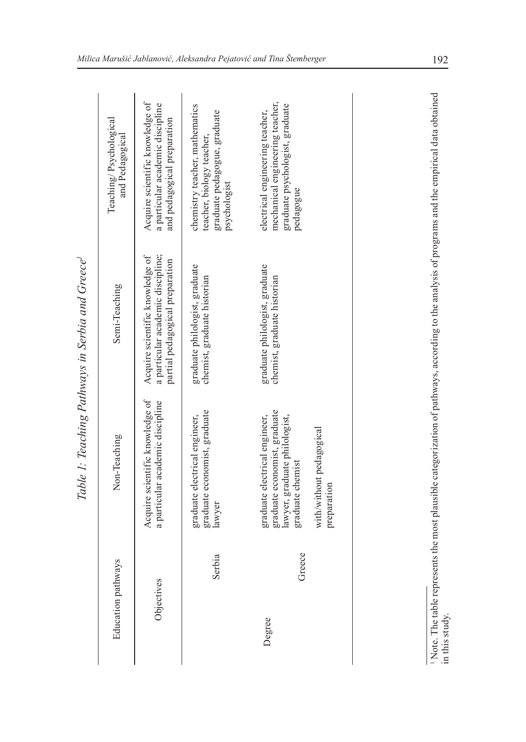*Table 1: Teaching Pathways in Serbia and Greece*[1]

| Education pathways | | Non-Teaching | Semi-Teaching | Teaching/ Psychological and Pedagogical |
|---|---|---|---|---|
| Objectives | | Acquire scientific knowledge of a particular academic discipline | Acquire scientific knowledge of a particular academic discipline; partial pedagogical preparation | Acquire scientific knowledge of a particular academic discipline and pedagogical preparation |
| Degree | Serbia | graduate electrical engineer, graduate economist, graduate lawyer | graduate philologist, graduate chemist, graduate historian | chemistry teacher, mathematics teacher, biology teacher, graduate pedagogue, graduate psychologist |
| | Greece | graduate electrical engineer, graduate economist, graduate lawyer, graduate philologist, graduate chemist<br><br>with/without pedagogical preparation | graduate philologist, graduate chemist, graduate historian | electrical engineering teacher, mechanical engineering teacher, graduate psychologist, graduate pedagogue |

[1] Note. The table represents the most plausible categorization of pathways, according to the analysis of programs and the empirical data obtained in this study.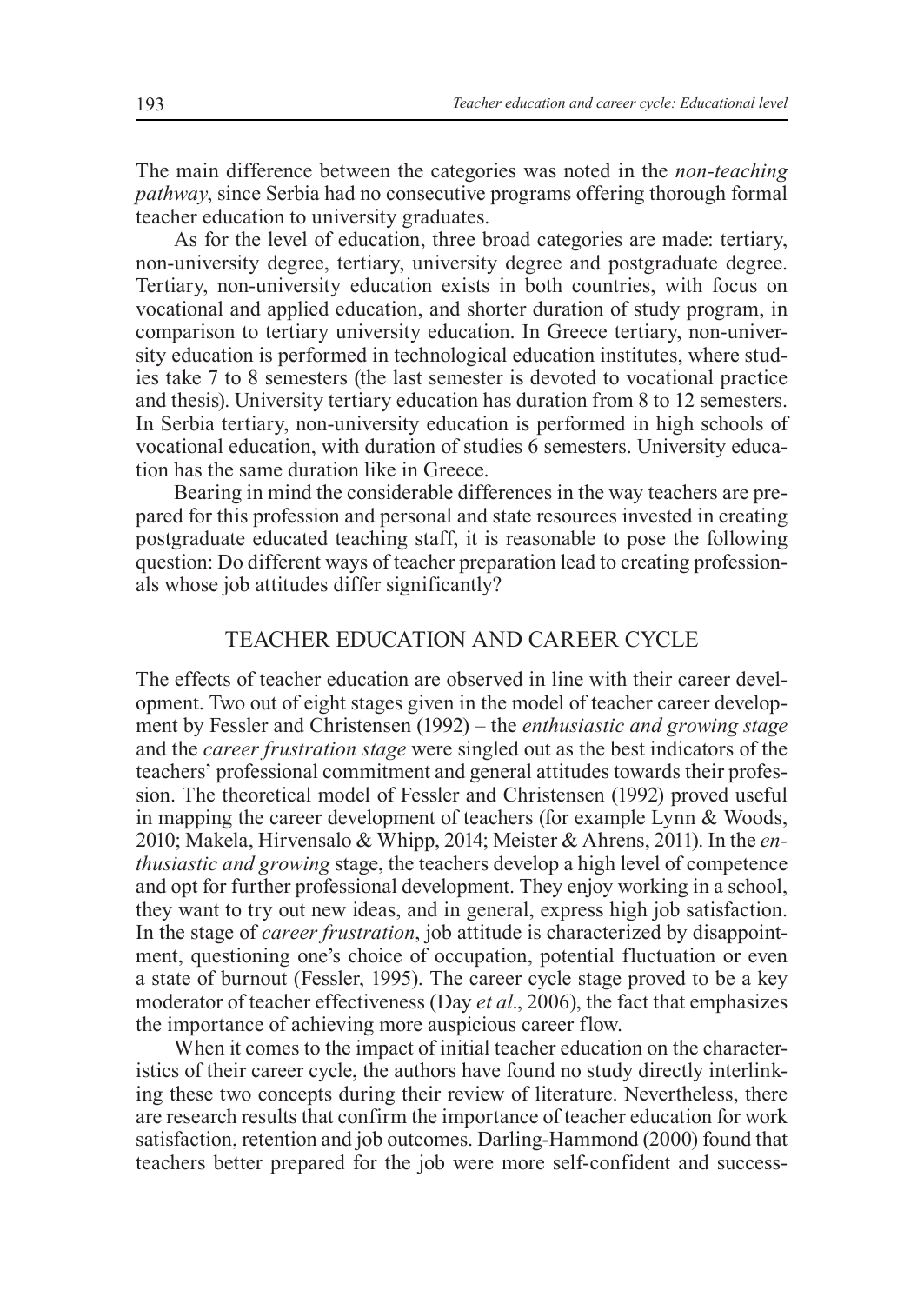The main difference between the categories was noted in the *non-teaching pathway*, since Serbia had no consecutive programs offering thorough formal teacher education to university graduates.

As for the level of education, three broad categories are made: tertiary, non-university degree, tertiary, university degree and postgraduate degree. Tertiary, non-university education exists in both countries, with focus on vocational and applied education, and shorter duration of study program, in comparison to tertiary university education. In Greece tertiary, non-university education is performed in technological education institutes, where studies take 7 to 8 semesters (the last semester is devoted to vocational practice and thesis). University tertiary education has duration from 8 to 12 semesters. In Serbia tertiary, non-university education is performed in high schools of vocational education, with duration of studies 6 semesters. University education has the same duration like in Greece.

Bearing in mind the considerable differences in the way teachers are prepared for this profession and personal and state resources invested in creating postgraduate educated teaching staff, it is reasonable to pose the following question: Do different ways of teacher preparation lead to creating professionals whose job attitudes differ significantly?

## TEACHER EDUCATION AND CAREER CYCLE

The effects of teacher education are observed in line with their career development. Two out of eight stages given in the model of teacher career development by Fessler and Christensen (1992) – the *enthusiastic and growing stage* and the *career frustration stage* were singled out as the best indicators of the teachers' professional commitment and general attitudes towards their profession. The theoretical model of Fessler and Christensen (1992) proved useful in mapping the career development of teachers (for example Lynn & Woods, 2010; Makela, Hirvensalo & Whipp, 2014; Meister & Ahrens, 2011). In the *enthusiastic and growing* stage, the teachers develop a high level of competence and opt for further professional development. They enjoy working in a school, they want to try out new ideas, and in general, express high job satisfaction. In the stage of *career frustration*, job attitude is characterized by disappointment, questioning one's choice of occupation, potential fluctuation or even a state of burnout (Fessler, 1995). The career cycle stage proved to be a key moderator of teacher effectiveness (Day *et al*., 2006), the fact that emphasizes the importance of achieving more auspicious career flow.

When it comes to the impact of initial teacher education on the characteristics of their career cycle, the authors have found no study directly interlinking these two concepts during their review of literature. Nevertheless, there are research results that confirm the importance of teacher education for work satisfaction, retention and job outcomes. Darling-Hammond (2000) found that teachers better prepared for the job were more self-confident and success-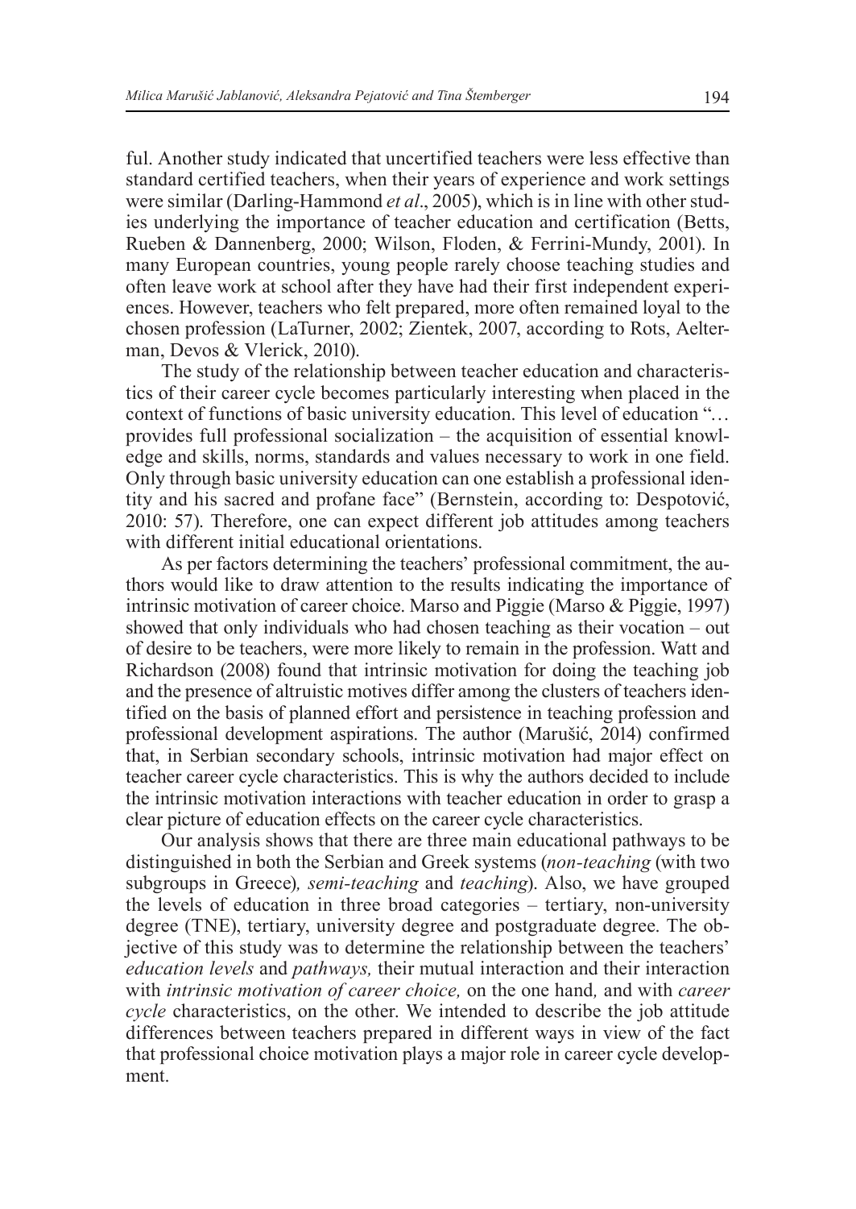ful. Another study indicated that uncertified teachers were less effective than standard certified teachers, when their years of experience and work settings were similar (Darling-Hammond *et al*., 2005), which is in line with other studies underlying the importance of teacher education and certification (Betts, Rueben & Dannenberg, 2000; Wilson, Floden, & Ferrini-Mundy, 2001). In many European countries, young people rarely choose teaching studies and often leave work at school after they have had their first independent experiences. However, teachers who felt prepared, more often remained loyal to the chosen profession (LaTurner, 2002; Zientek, 2007, according to Rots, Aelterman, Devos & Vlerick, 2010).

The study of the relationship between teacher education and characteristics of their career cycle becomes particularly interesting when placed in the context of functions of basic university education. This level of education "… provides full professional socialization – the acquisition of essential knowledge and skills, norms, standards and values necessary to work in one field. Only through basic university education can one establish a professional identity and his sacred and profane face" (Bernstein, according to: Despotović, 2010: 57). Therefore, one can expect different job attitudes among teachers with different initial educational orientations.

As per factors determining the teachers' professional commitment, the authors would like to draw attention to the results indicating the importance of intrinsic motivation of career choice. Marso and Piggie (Marso & Piggie, 1997) showed that only individuals who had chosen teaching as their vocation – out of desire to be teachers, were more likely to remain in the profession. Watt and Richardson (2008) found that intrinsic motivation for doing the teaching job and the presence of altruistic motives differ among the clusters of teachers identified on the basis of planned effort and persistence in teaching profession and professional development aspirations. The author (Marušić, 2014) confirmed that, in Serbian secondary schools, intrinsic motivation had major effect on teacher career cycle characteristics. This is why the authors decided to include the intrinsic motivation interactions with teacher education in order to grasp a clear picture of education effects on the career cycle characteristics.

Our analysis shows that there are three main educational pathways to be distinguished in both the Serbian and Greek systems (*non-teaching* (with two subgroups in Greece)*, semi-teaching* and *teaching*). Also, we have grouped the levels of education in three broad categories – tertiary, non-university degree (TNE), tertiary, university degree and postgraduate degree. The objective of this study was to determine the relationship between the teachers' *education levels* and *pathways,* their mutual interaction and their interaction with *intrinsic motivation of career choice,* on the one hand*,* and with *career cycle* characteristics, on the other. We intended to describe the job attitude differences between teachers prepared in different ways in view of the fact that professional choice motivation plays a major role in career cycle development.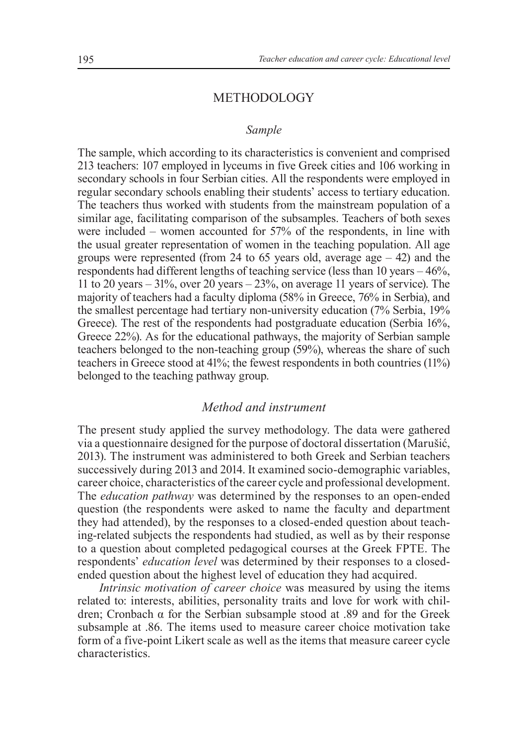## METHODOLOGY

### *Sample*

The sample, which according to its characteristics is convenient and comprised 213 teachers: 107 employed in lyceums in five Greek cities and 106 working in secondary schools in four Serbian cities. All the respondents were employed in regular secondary schools enabling their students' access to tertiary education. The teachers thus worked with students from the mainstream population of a similar age, facilitating comparison of the subsamples. Teachers of both sexes were included – women accounted for 57% of the respondents, in line with the usual greater representation of women in the teaching population. All age groups were represented (from 24 to 65 years old, average age – 42) and the respondents had different lengths of teaching service (less than 10 years – 46%, 11 to 20 years – 31%, over 20 years – 23%, on average 11 years of service). The majority of teachers had a faculty diploma (58% in Greece, 76% in Serbia), and the smallest percentage had tertiary non-university education (7% Serbia, 19% Greece). The rest of the respondents had postgraduate education (Serbia 16%, Greece 22%). As for the educational pathways, the majority of Serbian sample teachers belonged to the non-teaching group (59%), whereas the share of such teachers in Greece stood at 41%; the fewest respondents in both countries (11%) belonged to the teaching pathway group.

### *Method and instrument*

The present study applied the survey methodology. The data were gathered via a questionnaire designed for the purpose of doctoral dissertation (Marušić, 2013). The instrument was administered to both Greek and Serbian teachers successively during 2013 and 2014. It examined socio-demographic variables, career choice, characteristics of the career cycle and professional development. The *education pathway* was determined by the responses to an open-ended question (the respondents were asked to name the faculty and department they had attended), by the responses to a closed-ended question about teaching-related subjects the respondents had studied, as well as by their response to a question about completed pedagogical courses at the Greek FPTE. The respondents' *education level* was determined by their responses to a closed-ended question about the highest level of education they had acquired.

*Intrinsic motivation of career choice* was measured by using the items related to: interests, abilities, personality traits and love for work with children; Cronbach $\alpha$ for the Serbian subsample stood at .89 and for the Greek subsample at .86. The items used to measure career choice motivation take form of a five-point Likert scale as well as the items that measure career cycle characteristics.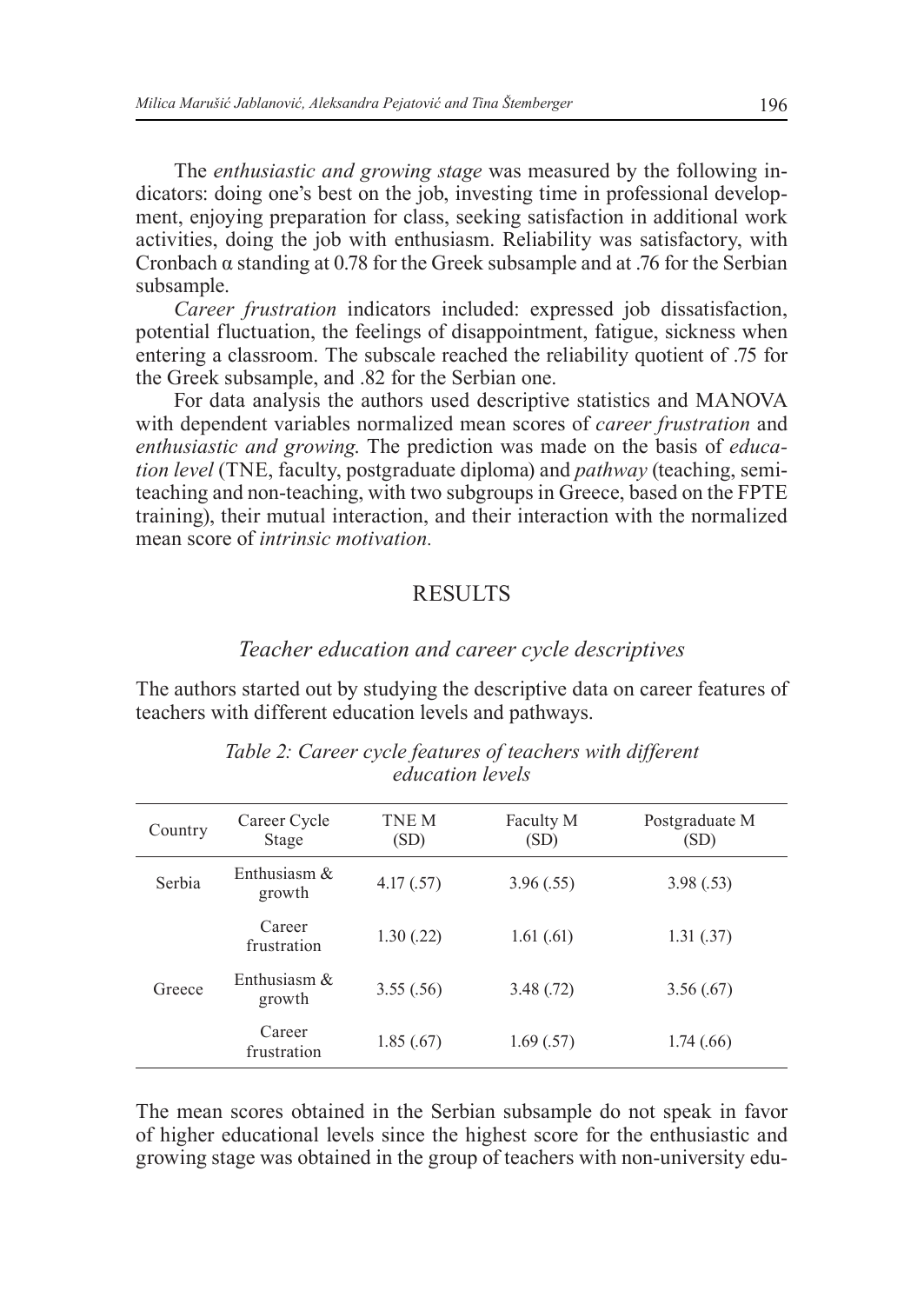The *enthusiastic and growing stage* was measured by the following indicators: doing one's best on the job, investing time in professional development, enjoying preparation for class, seeking satisfaction in additional work activities, doing the job with enthusiasm. Reliability was satisfactory, with Cronbach α standing at 0.78 for the Greek subsample and at .76 for the Serbian subsample.

*Career frustration* indicators included: expressed job dissatisfaction, potential fluctuation, the feelings of disappointment, fatigue, sickness when entering a classroom. The subscale reached the reliability quotient of .75 for the Greek subsample, and .82 for the Serbian one.

For data analysis the authors used descriptive statistics and MANOVA with dependent variables normalized mean scores of *career frustration* and *enthusiastic and growing*. The prediction was made on the basis of *education level* (TNE, faculty, postgraduate diploma) and *pathway* (teaching, semi-teaching and non-teaching, with two subgroups in Greece, based on the FPTE training), their mutual interaction, and their interaction with the normalized mean score of *intrinsic motivation*.

## RESULTS

### *Teacher education and career cycle descriptives*

The authors started out by studying the descriptive data on career features of teachers with different education levels and pathways.

*Table 2: Career cycle features of teachers with different education levels*

| Country | Career Cycle Stage | TNE M (SD) | Faculty M (SD) | Postgraduate M (SD) |
|---|---|---|---|---|
| Serbia | Enthusiasm & growth | 4.17 (.57) | 3.96 (.55) | 3.98 (.53) |
| | Career frustration | 1.30 (.22) | 1.61 (.61) | 1.31 (.37) |
| Greece | Enthusiasm & growth | 3.55 (.56) | 3.48 (.72) | 3.56 (.67) |
| | Career frustration | 1.85 (.67) | 1.69 (.57) | 1.74 (.66) |

The mean scores obtained in the Serbian subsample do not speak in favor of higher educational levels since the highest score for the enthusiastic and growing stage was obtained in the group of teachers with non-university edu-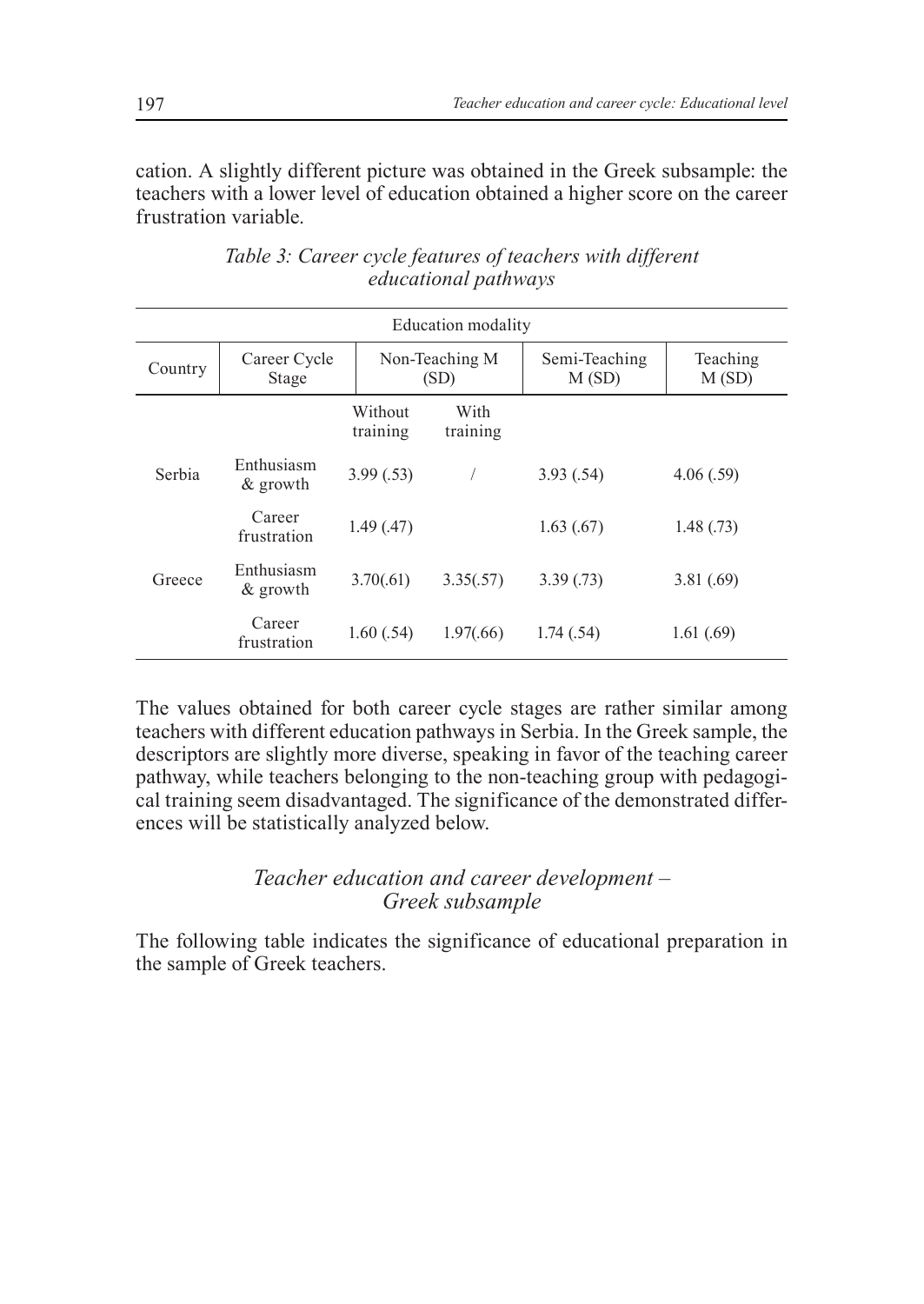cation. A slightly different picture was obtained in the Greek subsample: the teachers with a lower level of education obtained a higher score on the career frustration variable.

*Table 3: Career cycle features of teachers with different educational pathways*

| Education modality | | | | | |
|---|---|---|---|---|---|
| Country | Career Cycle Stage | Non-Teaching M (SD) | | Semi-Teaching M (SD) | Teaching M (SD) |
| | | Without training | With training | | |
| Serbia | Enthusiasm & growth | 3.99 (.53) | / | 3.93 (.54) | 4.06 (.59) |
| | Career frustration | 1.49 (.47) | | 1.63 (.67) | 1.48 (.73) |
| Greece | Enthusiasm & growth | 3.70(.61) | 3.35(.57) | 3.39 (.73) | 3.81 (.69) |
| | Career frustration | 1.60 (.54) | 1.97(.66) | 1.74 (.54) | 1.61 (.69) |

The values obtained for both career cycle stages are rather similar among teachers with different education pathways in Serbia. In the Greek sample, the descriptors are slightly more diverse, speaking in favor of the teaching career pathway, while teachers belonging to the non-teaching group with pedagogical training seem disadvantaged. The significance of the demonstrated differences will be statistically analyzed below.

### *Teacher education and career development – Greek subsample*

The following table indicates the significance of educational preparation in the sample of Greek teachers.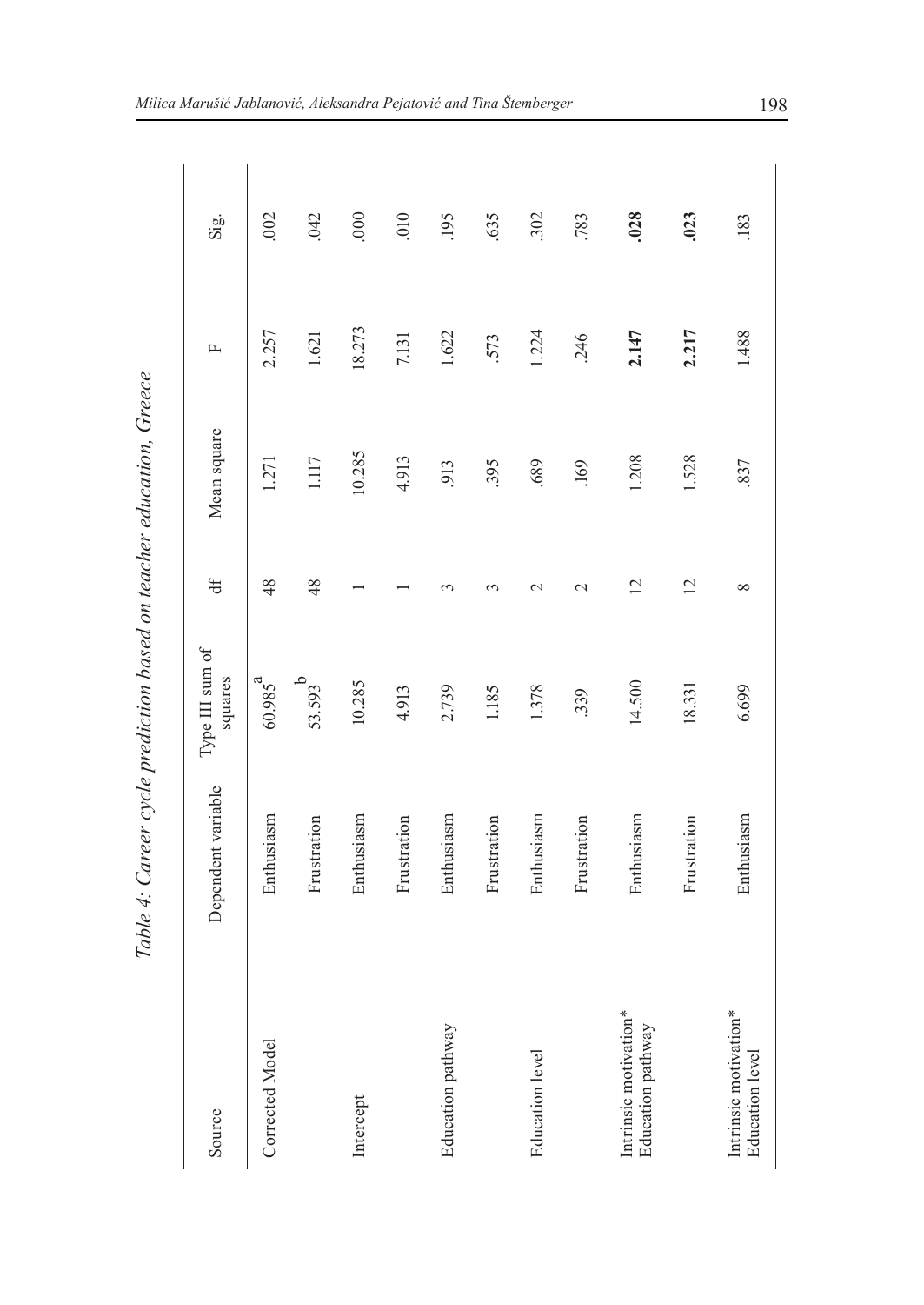*Table 4: Career cycle prediction based on teacher education, Greece*

| Source | Dependent variable | Type III sum of squares | df | Mean square | F | Sig. |
|---|---|---|---|---|---|---|
| Corrected Model | Enthusiasm | 60.985[a] | 48 | 1.271 | 2.257 | .002 |
| | Frustration | 53.593[b] | 48 | 1.117 | 1.621 | .042 |
| Intercept | Enthusiasm | 10.285 | 1 | 10.285 | 18.273 | .000 |
| | Frustration | 4.913 | 1 | 4.913 | 7.131 | .010 |
| Education pathway | Enthusiasm | 2.739 | 3 | .913 | 1.622 | .195 |
| | Frustration | 1.185 | 3 | .395 | .573 | .635 |
| Education level | Enthusiasm | 1.378 | 2 | .689 | 1.224 | .302 |
| | Frustration | .339 | 2 | .169 | .246 | .783 |
| Intrinsic motivation* Education pathway | Enthusiasm | 14.500 | 12 | 1.208 | **2.147** | **.028** |
| | Frustration | 18.331 | 12 | 1.528 | **2.217** | **.023** |
| Intrinsic motivation* Education level | Enthusiasm | 6.699 | 8 | .837 | 1.488 | .183 |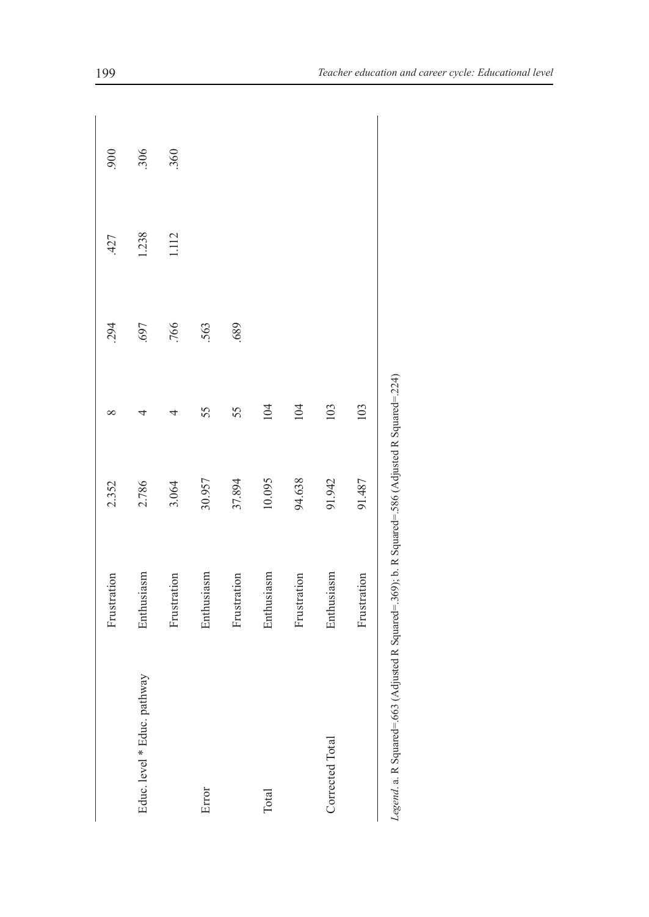| | Frustration | 2.352 | 8 | .294 | .427 | .900 |
|---|---|---|---|---|---|---|
| Educ. level * Educ. pathway | Enthusiasm | 2.786 | 4 | .697 | 1.238 | .306 |
| | Frustration | 3.064 | 4 | .766 | 1.112 | .360 |
| Error | Enthusiasm | 30.957 | 55 | .563 | | |
| | Frustration | 37.894 | 55 | .689 | | |
| Total | Enthusiasm | 10.095 | 104 | | | |
| | Frustration | 94.638 | 104 | | | |
| Corrected Total | Enthusiasm | 91.942 | 103 | | | |
| | Frustration | 91.487 | 103 | | | |

*Legend*. a. R Squared=.663 (Adjusted R Squared=.369); b. R Squared=.586 (Adjusted R Squared=.224)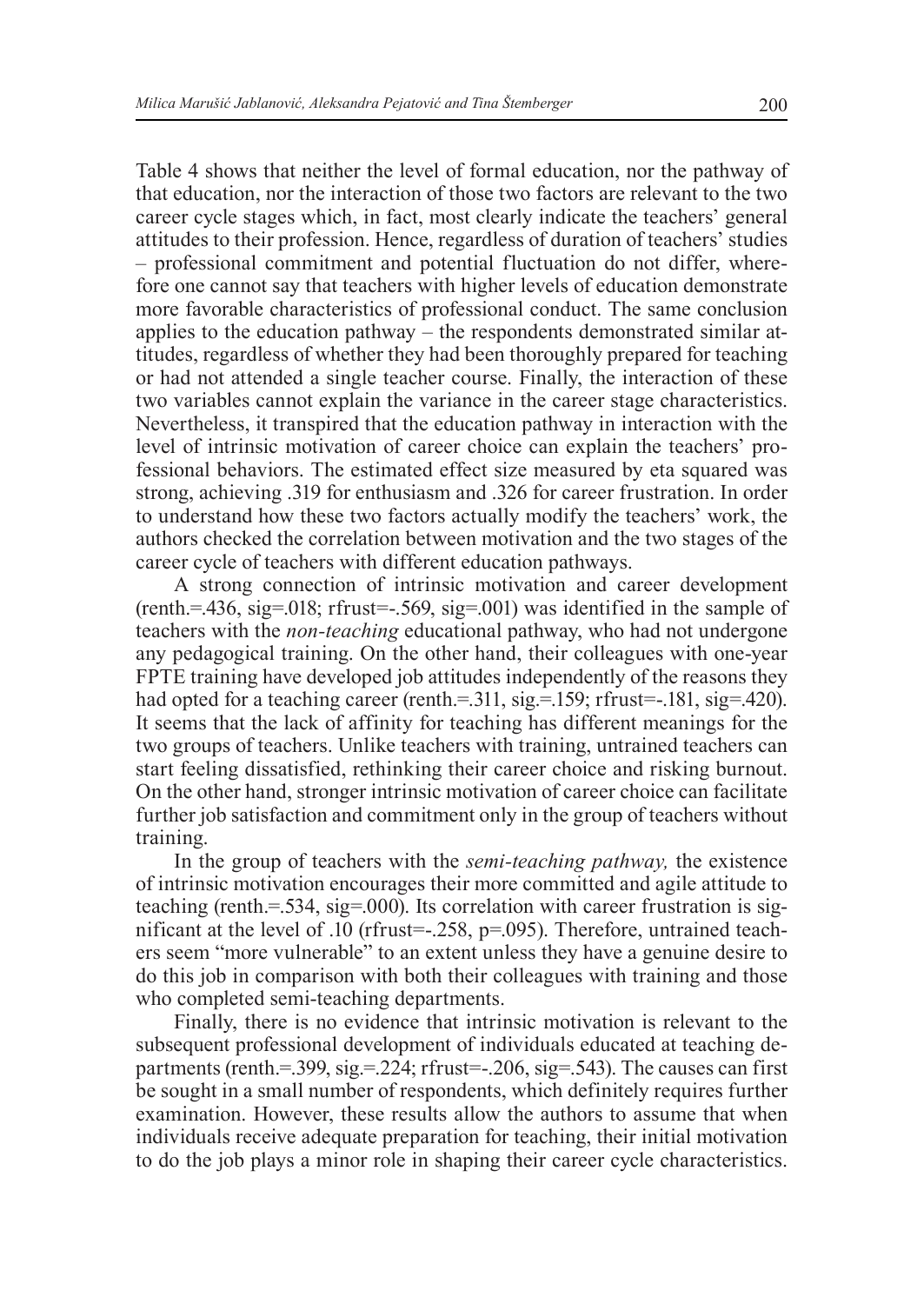Table 4 shows that neither the level of formal education, nor the pathway of that education, nor the interaction of those two factors are relevant to the two career cycle stages which, in fact, most clearly indicate the teachers' general attitudes to their profession. Hence, regardless of duration of teachers' studies – professional commitment and potential fluctuation do not differ, wherefore one cannot say that teachers with higher levels of education demonstrate more favorable characteristics of professional conduct. The same conclusion applies to the education pathway – the respondents demonstrated similar attitudes, regardless of whether they had been thoroughly prepared for teaching or had not attended a single teacher course. Finally, the interaction of these two variables cannot explain the variance in the career stage characteristics. Nevertheless, it transpired that the education pathway in interaction with the level of intrinsic motivation of career choice can explain the teachers' professional behaviors. The estimated effect size measured by eta squared was strong, achieving .319 for enthusiasm and .326 for career frustration. In order to understand how these two factors actually modify the teachers' work, the authors checked the correlation between motivation and the two stages of the career cycle of teachers with different education pathways.

A strong connection of intrinsic motivation and career development (renth.=.436, sig=.018; rfrust=-.569, sig=.001) was identified in the sample of teachers with the *non-teaching* educational pathway, who had not undergone any pedagogical training. On the other hand, their colleagues with one-year FPTE training have developed job attitudes independently of the reasons they had opted for a teaching career (renth.=.311, sig.=.159; rfrust=-.181, sig=.420). It seems that the lack of affinity for teaching has different meanings for the two groups of teachers. Unlike teachers with training, untrained teachers can start feeling dissatisfied, rethinking their career choice and risking burnout. On the other hand, stronger intrinsic motivation of career choice can facilitate further job satisfaction and commitment only in the group of teachers without training.

In the group of teachers with the *semi-teaching pathway,* the existence of intrinsic motivation encourages their more committed and agile attitude to teaching (renth.=.534, sig=.000). Its correlation with career frustration is significant at the level of .10 (rfrust=-.258, p=.095). Therefore, untrained teachers seem "more vulnerable" to an extent unless they have a genuine desire to do this job in comparison with both their colleagues with training and those who completed semi-teaching departments.

Finally, there is no evidence that intrinsic motivation is relevant to the subsequent professional development of individuals educated at teaching departments (renth.=.399, sig.=.224; rfrust=-.206, sig=.543). The causes can first be sought in a small number of respondents, which definitely requires further examination. However, these results allow the authors to assume that when individuals receive adequate preparation for teaching, their initial motivation to do the job plays a minor role in shaping their career cycle characteristics.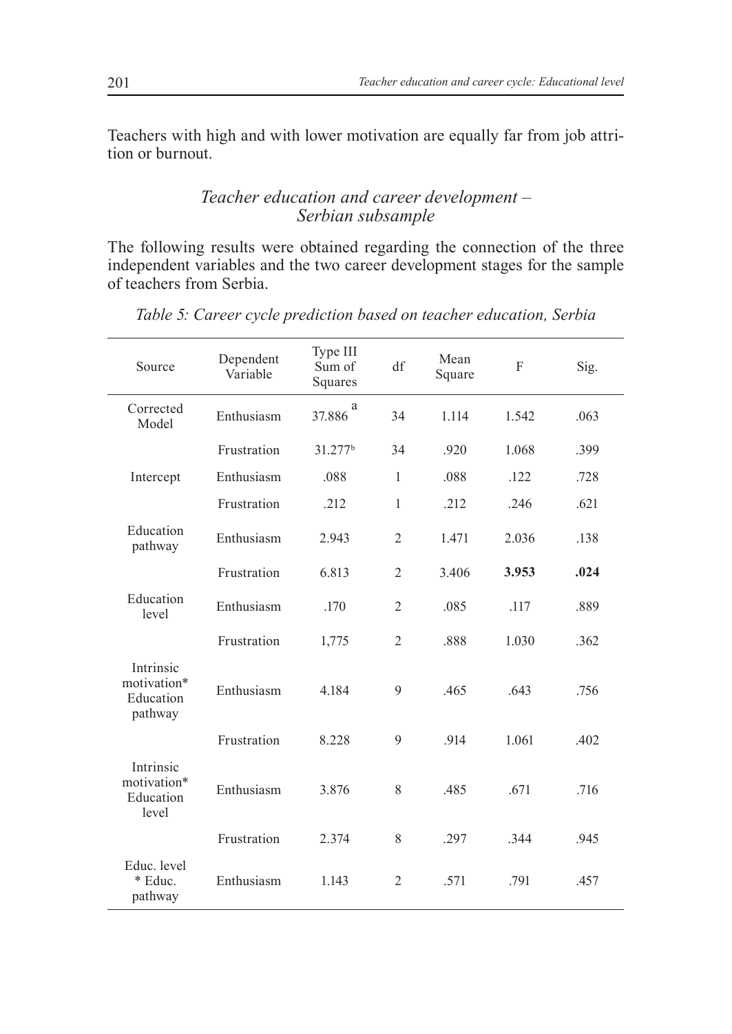Teachers with high and with lower motivation are equally far from job attrition or burnout.

### *Teacher education and career development – Serbian subsample*

The following results were obtained regarding the connection of the three independent variables and the two career development stages for the sample of teachers from Serbia.

*Table 5: Career cycle prediction based on teacher education, Serbia*

| Source | Dependent Variable | Type III Sum of Squares | df | Mean Square | F | Sig. |
|---|---|---|---|---|---|---|
| Corrected Model | Enthusiasm | 37.886[a] | 34 | 1.114 | 1.542 | .063 |
| | Frustration | 31.277[b] | 34 | .920 | 1.068 | .399 |
| Intercept | Enthusiasm | .088 | 1 | .088 | .122 | .728 |
| | Frustration | .212 | 1 | .212 | .246 | .621 |
| Education pathway | Enthusiasm | 2.943 | 2 | 1.471 | 2.036 | .138 |
| | Frustration | 6.813 | 2 | 3.406 | **3.953** | **.024** |
| Education level | Enthusiasm | .170 | 2 | .085 | .117 | .889 |
| | Frustration | 1,775 | 2 | .888 | 1.030 | .362 |
| Intrinsic motivation* Education pathway | Enthusiasm | 4.184 | 9 | .465 | .643 | .756 |
| | Frustration | 8.228 | 9 | .914 | 1.061 | .402 |
| Intrinsic motivation* Education level | Enthusiasm | 3.876 | 8 | .485 | .671 | .716 |
| | Frustration | 2.374 | 8 | .297 | .344 | .945 |
| Educ. level * Educ. pathway | Enthusiasm | 1.143 | 2 | .571 | .791 | .457 |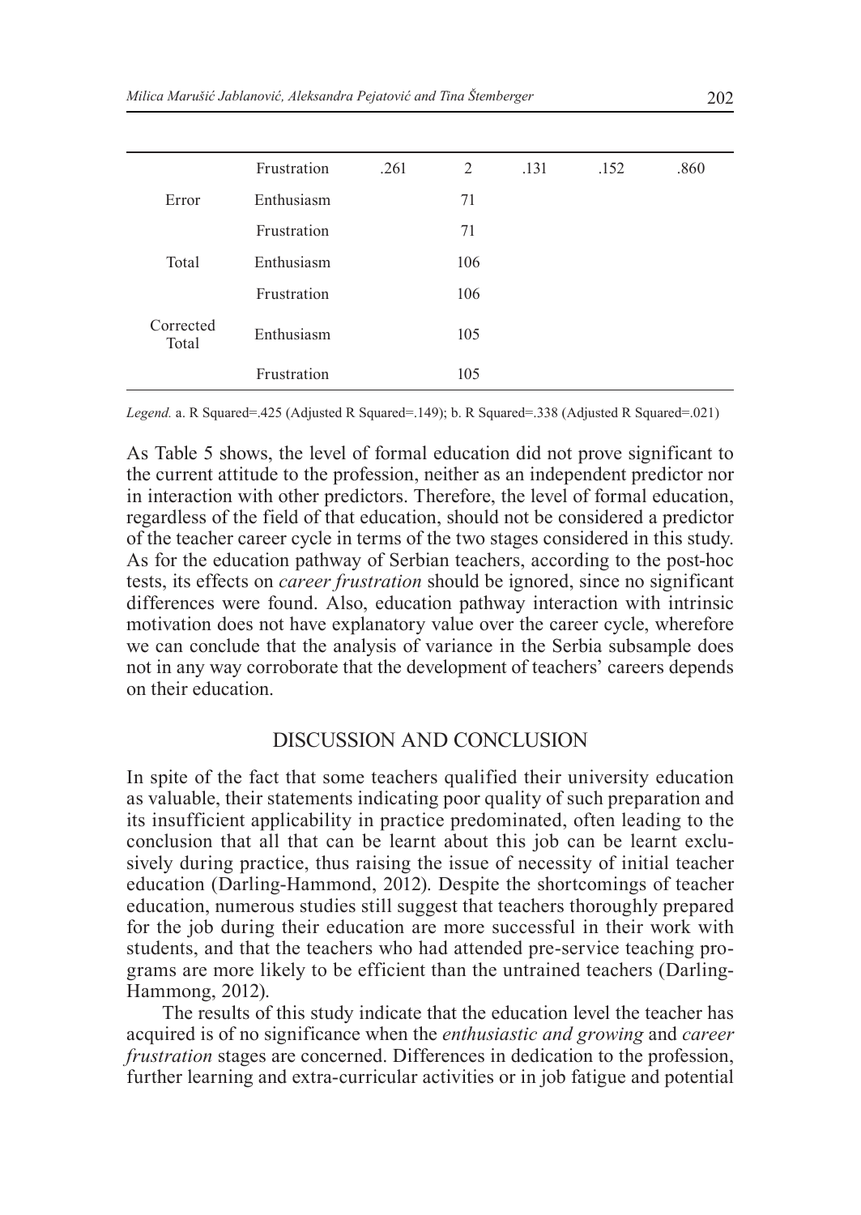| | Frustration | .261 | 2 | .131 | .152 | .860 |
|---|---|---|---|---|---|---|
| Error | Enthusiasm | | 71 | | | |
| | Frustration | | 71 | | | |
| Total | Enthusiasm | | 106 | | | |
| | Frustration | | 106 | | | |
| Corrected Total | Enthusiasm | | 105 | | | |
| | Frustration | | 105 | | | |

*Legend.* a. R Squared=.425 (Adjusted R Squared=.149); b. R Squared=.338 (Adjusted R Squared=.021)

As Table 5 shows, the level of formal education did not prove significant to the current attitude to the profession, neither as an independent predictor nor in interaction with other predictors. Therefore, the level of formal education, regardless of the field of that education, should not be considered a predictor of the teacher career cycle in terms of the two stages considered in this study. As for the education pathway of Serbian teachers, according to the post-hoc tests, its effects on *career frustration* should be ignored, since no significant differences were found. Also, education pathway interaction with intrinsic motivation does not have explanatory value over the career cycle, wherefore we can conclude that the analysis of variance in the Serbia subsample does not in any way corroborate that the development of teachers' careers depends on their education.

## DISCUSSION AND CONCLUSION

In spite of the fact that some teachers qualified their university education as valuable, their statements indicating poor quality of such preparation and its insufficient applicability in practice predominated, often leading to the conclusion that all that can be learnt about this job can be learnt exclusively during practice, thus raising the issue of necessity of initial teacher education (Darling-Hammond, 2012). Despite the shortcomings of teacher education, numerous studies still suggest that teachers thoroughly prepared for the job during their education are more successful in their work with students, and that the teachers who had attended pre-service teaching programs are more likely to be efficient than the untrained teachers (Darling-Hammong, 2012).

The results of this study indicate that the education level the teacher has acquired is of no significance when the *enthusiastic and growing* and *career frustration* stages are concerned. Differences in dedication to the profession, further learning and extra-curricular activities or in job fatigue and potential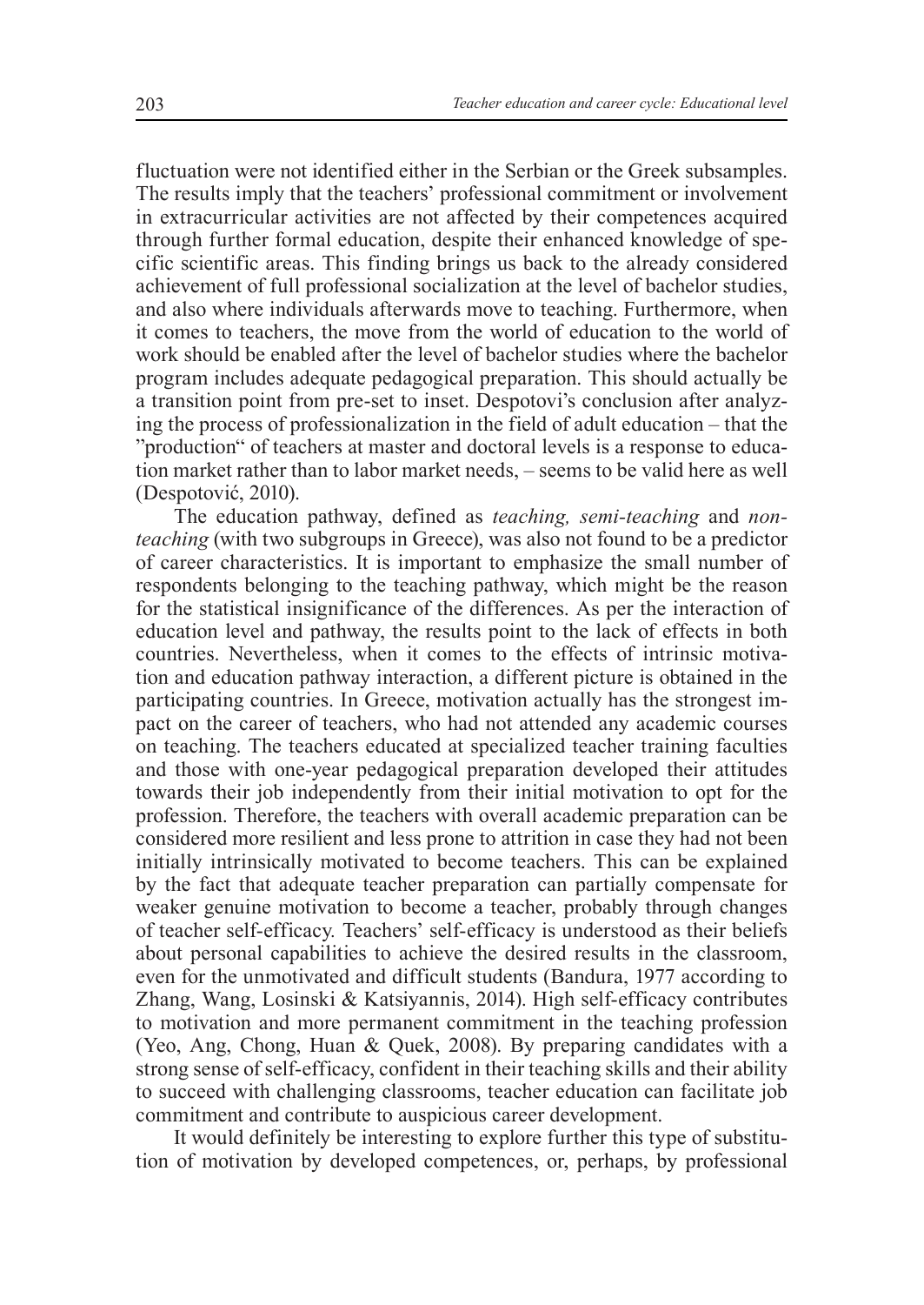fluctuation were not identified either in the Serbian or the Greek subsamples. The results imply that the teachers' professional commitment or involvement in extracurricular activities are not affected by their competences acquired through further formal education, despite their enhanced knowledge of specific scientific areas. This finding brings us back to the already considered achievement of full professional socialization at the level of bachelor studies, and also where individuals afterwards move to teaching. Furthermore, when it comes to teachers, the move from the world of education to the world of work should be enabled after the level of bachelor studies where the bachelor program includes adequate pedagogical preparation. This should actually be a transition point from pre-set to inset. Despotovi's conclusion after analyzing the process of professionalization in the field of adult education – that the "production" of teachers at master and doctoral levels is a response to education market rather than to labor market needs, – seems to be valid here as well (Despotović, 2010).

The education pathway, defined as *teaching, semi-teaching* and *non-teaching* (with two subgroups in Greece), was also not found to be a predictor of career characteristics. It is important to emphasize the small number of respondents belonging to the teaching pathway, which might be the reason for the statistical insignificance of the differences. As per the interaction of education level and pathway, the results point to the lack of effects in both countries. Nevertheless, when it comes to the effects of intrinsic motivation and education pathway interaction, a different picture is obtained in the participating countries. In Greece, motivation actually has the strongest impact on the career of teachers, who had not attended any academic courses on teaching. The teachers educated at specialized teacher training faculties and those with one-year pedagogical preparation developed their attitudes towards their job independently from their initial motivation to opt for the profession. Therefore, the teachers with overall academic preparation can be considered more resilient and less prone to attrition in case they had not been initially intrinsically motivated to become teachers. This can be explained by the fact that adequate teacher preparation can partially compensate for weaker genuine motivation to become a teacher, probably through changes of teacher self-efficacy. Teachers' self-efficacy is understood as their beliefs about personal capabilities to achieve the desired results in the classroom, even for the unmotivated and difficult students (Bandura, 1977 according to Zhang, Wang, Losinski & Katsiyannis, 2014). High self-efficacy contributes to motivation and more permanent commitment in the teaching profession (Yeo, Ang, Chong, Huan & Quek, 2008). By preparing candidates with a strong sense of self-efficacy, confident in their teaching skills and their ability to succeed with challenging classrooms, teacher education can facilitate job commitment and contribute to auspicious career development.

It would definitely be interesting to explore further this type of substitution of motivation by developed competences, or, perhaps, by professional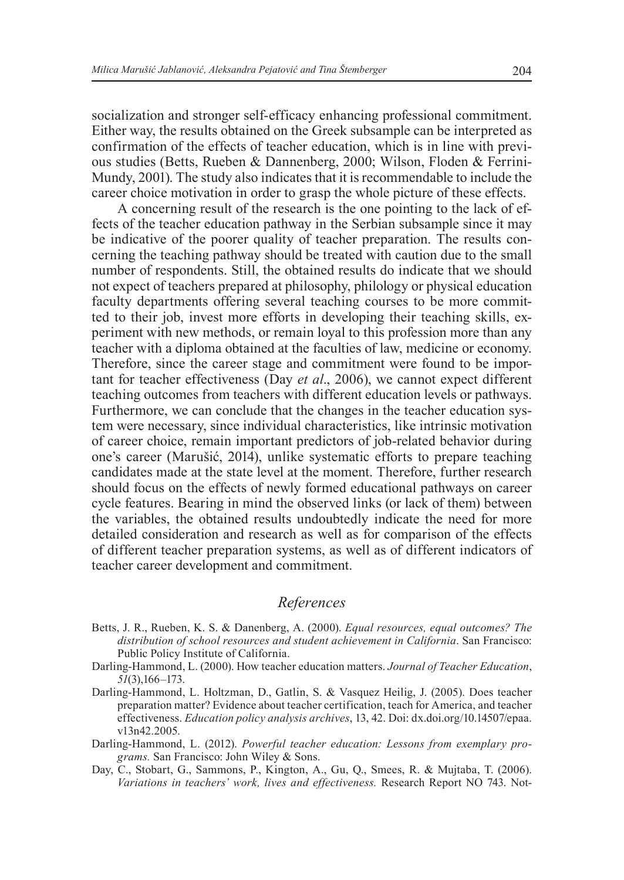socialization and stronger self-efficacy enhancing professional commitment. Either way, the results obtained on the Greek subsample can be interpreted as confirmation of the effects of teacher education, which is in line with previous studies (Betts, Rueben & Dannenberg, 2000; Wilson, Floden & Ferrini-Mundy, 2001). The study also indicates that it is recommendable to include the career choice motivation in order to grasp the whole picture of these effects.

A concerning result of the research is the one pointing to the lack of effects of the teacher education pathway in the Serbian subsample since it may be indicative of the poorer quality of teacher preparation. The results concerning the teaching pathway should be treated with caution due to the small number of respondents. Still, the obtained results do indicate that we should not expect of teachers prepared at philosophy, philology or physical education faculty departments offering several teaching courses to be more committed to their job, invest more efforts in developing their teaching skills, experiment with new methods, or remain loyal to this profession more than any teacher with a diploma obtained at the faculties of law, medicine or economy. Therefore, since the career stage and commitment were found to be important for teacher effectiveness (Day *et al*., 2006), we cannot expect different teaching outcomes from teachers with different education levels or pathways. Furthermore, we can conclude that the changes in the teacher education system were necessary, since individual characteristics, like intrinsic motivation of career choice, remain important predictors of job-related behavior during one's career (Marušić, 2014), unlike systematic efforts to prepare teaching candidates made at the state level at the moment. Therefore, further research should focus on the effects of newly formed educational pathways on career cycle features. Bearing in mind the observed links (or lack of them) between the variables, the obtained results undoubtedly indicate the need for more detailed consideration and research as well as for comparison of the effects of different teacher preparation systems, as well as of different indicators of teacher career development and commitment.

## *References*

Betts, J. R., Rueben, K. S. & Danenberg, A. (2000). *Equal resources, equal outcomes? The distribution of school resources and student achievement in California*. San Francisco: Public Policy Institute of California.

Darling-Hammond, L. (2000). How teacher education matters. *Journal of Teacher Education*, *51*(3),166–173.

Darling-Hammond, L. Holtzman, D., Gatlin, S. & Vasquez Heilig, J. (2005). Does teacher preparation matter? Evidence about teacher certification, teach for America, and teacher effectiveness. *Education policy analysis archives*, 13, 42. Doi: dx.doi.org/10.14507/epaa.v13n42.2005.

Darling-Hammond, L. (2012). *Powerful teacher education: Lessons from exemplary programs.* San Francisco: John Wiley & Sons.

Day, C., Stobart, G., Sammons, P., Kington, A., Gu, Q., Smees, R. & Mujtaba, T. (2006). *Variations in teachers' work, lives and effectiveness.* Research Report NO 743. Not-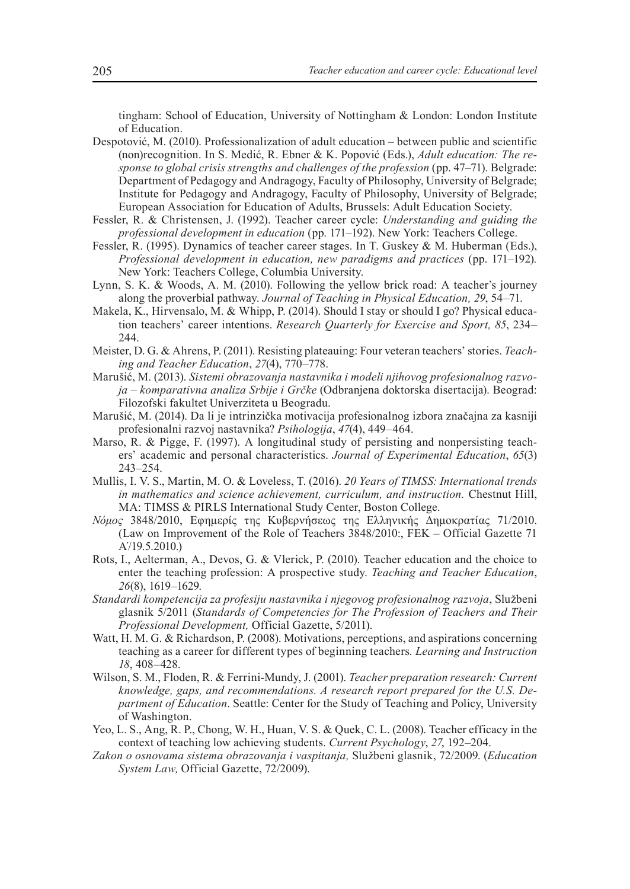tingham: School of Education, University of Nottingham & London: London Institute of Education.

Despotović, M. (2010). Professionalization of adult education – between public and scientific (non)recognition. In S. Medić, R. Ebner & K. Popović (Eds.), *Adult education: The response to global crisis strengths and challenges of the profession* (pp. 47–71). Belgrade: Department of Pedagogy and Andragogy, Faculty of Philosophy, University of Belgrade; Institute for Pedagogy and Andragogy, Faculty of Philosophy, University of Belgrade; European Association for Education of Adults, Brussels: Adult Education Society.

Fessler, R. & Christensen, J. (1992). Teacher career cycle: *Understanding and guiding the professional development in education* (pp. 171–192). New York: Teachers College.

Fessler, R. (1995). Dynamics of teacher career stages. In T. Guskey & M. Huberman (Eds.), *Professional development in education, new paradigms and practices* (pp. 171–192). New York: Teachers College, Columbia University.

Lynn, S. K. & Woods, A. M. (2010). Following the yellow brick road: A teacher's journey along the proverbial pathway. *Journal of Teaching in Physical Education, 29*, 54–71.

Makela, K., Hirvensalo, M. & Whipp, P. (2014). Should I stay or should I go? Physical education teachers' career intentions. *Research Quarterly for Exercise and Sport, 85*, 234–244.

Meister, D. G. & Ahrens, P. (2011). Resisting plateauing: Four veteran teachers' stories. *Teaching and Teacher Education*, *27*(4), 770–778.

Marušić, M. (2013). *Sistemi obrazovanja nastavnika i modeli njihovog profesionalnog razvoja – komparativna analiza Srbije i Grčke* (Odbranjena doktorska disertacija). Beograd: Filozofski fakultet Univerziteta u Beogradu.

Marušić, M. (2014). Da li je intrinzička motivacija profesionalnog izbora značajna za kasniji profesionalni razvoj nastavnika? *Psihologija*, *47*(4), 449–464.

Marso, R. & Pigge, F. (1997). A longitudinal study of persisting and nonpersisting teachers' academic and personal characteristics. *Journal of Experimental Education*, *65*(3) 243–254.

Mullis, I. V. S., Martin, M. O. & Loveless, T. (2016). *20 Years of TIMSS: International trends in mathematics and science achievement, curriculum, and instruction.* Chestnut Hill, MA: TIMSS & PIRLS International Study Center, Boston College.

*Νόμος* 3848/2010, Εφημερίς της Κυβερνήσεως της Ελληνικής Δημοκρατίας 71/2010. (Law on Improvement of the Role of Teachers 3848/2010:, FEK – Official Gazette 71 A′/19.5.2010.)

Rots, I., Aelterman, A., Devos, G. & Vlerick, P. (2010). Teacher education and the choice to enter the teaching profession: A prospective study. *Teaching and Teacher Education*, *26*(8), 1619–1629.

*Standardi kompetencija za profesiju nastavnika i njegovog profesionalnog razvoja*, Službeni glasnik 5/2011 (*Standards of Competencies for The Profession of Teachers and Their Professional Development,* Official Gazette, 5/2011).

Watt, H. M. G. & Richardson, P. (2008). Motivations, perceptions, and aspirations concerning teaching as a career for different types of beginning teachers. *Learning and Instruction 18*, 408–428.

Wilson, S. M., Floden, R. & Ferrini-Mundy, J. (2001). *Teacher preparation research: Current knowledge, gaps, and recommendations. A research report prepared for the U.S. Department of Education*. Seattle: Center for the Study of Teaching and Policy, University of Washington.

Yeo, L. S., Ang, R. P., Chong, W. H., Huan, V. S. & Quek, C. L. (2008). Teacher efficacy in the context of teaching low achieving students. *Current Psychology*, *27*, 192–204.

*Zakon o osnovama sistema obrazovanja i vaspitanja,* Službeni glasnik, 72/2009. (*Education System Law,* Official Gazette, 72/2009).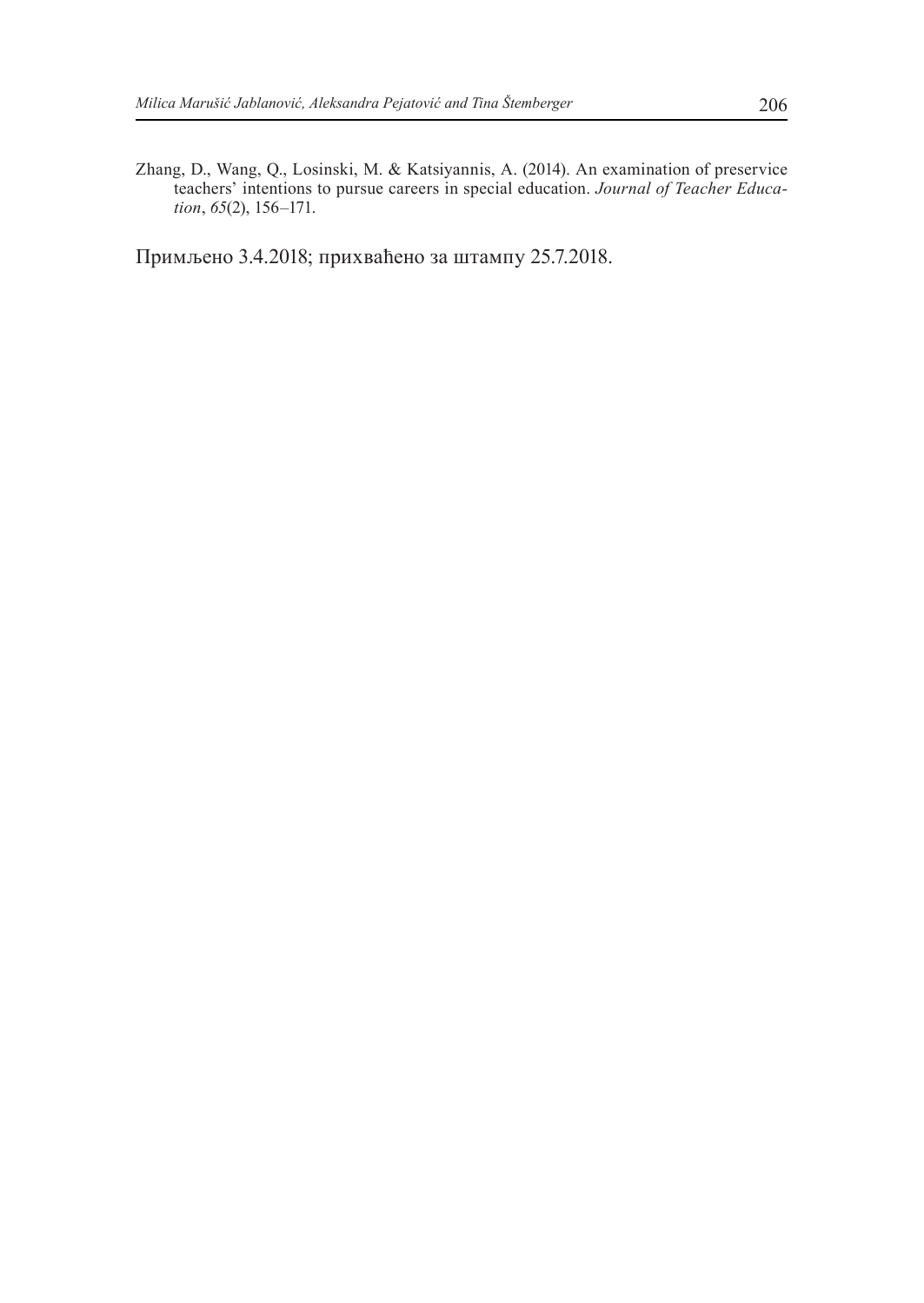Zhang, D., Wang, Q., Losinski, M. & Katsiyannis, A. (2014). An examination of preservice teachers' intentions to pursue careers in special education. *Journal of Teacher Education*, *65*(2), 156–171.

Примљено 3.4.2018; прихваћено за штампу 25.7.2018.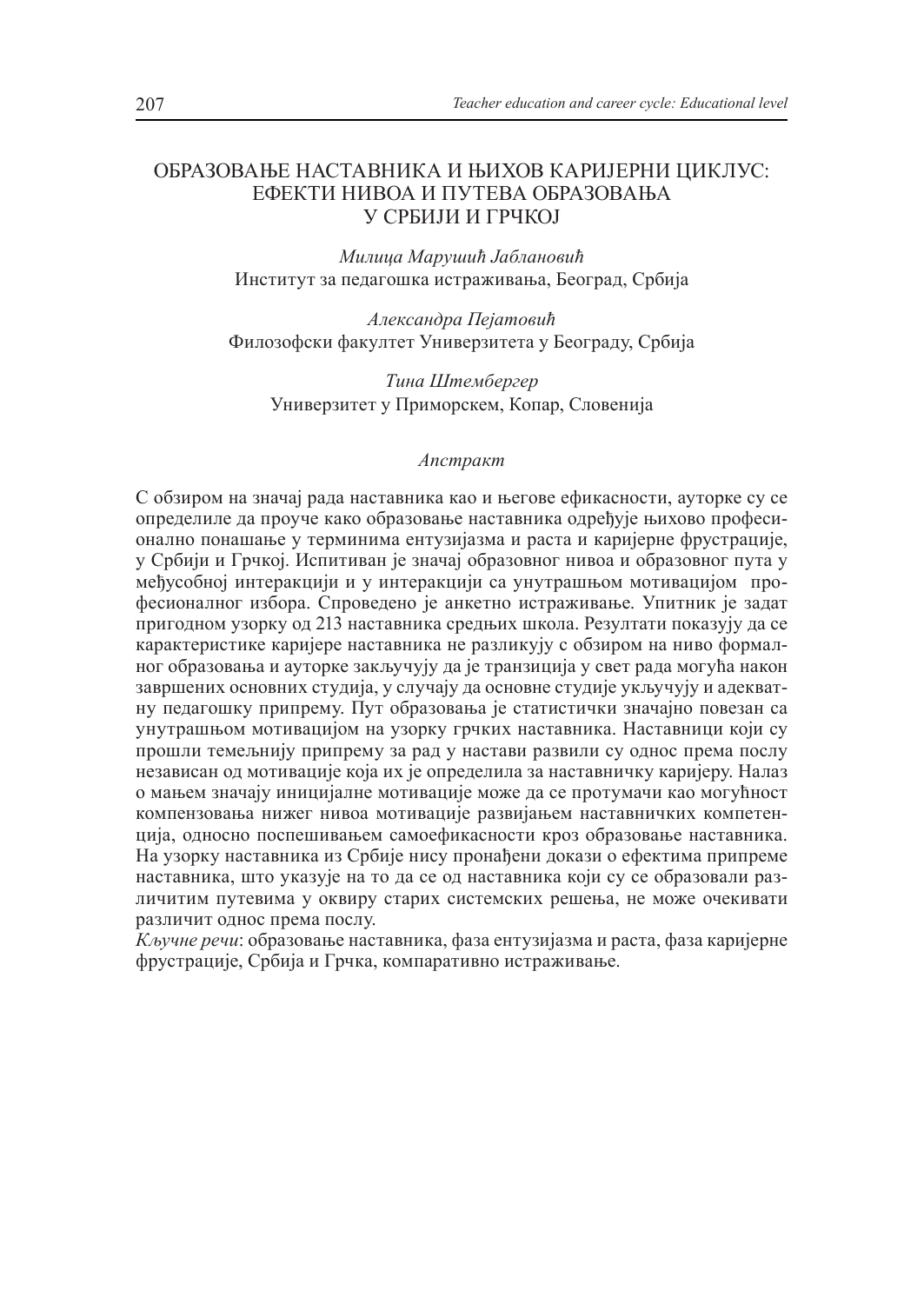# ОБРАЗОВАЊЕ НАСТАВНИКА И ЊИХОВ КАРИЈЕРНИ ЦИКЛУС: ЕФЕКТИ НИВОА И ПУТЕВА ОБРАЗОВАЊА У СРБИЈИ И ГРЧКОЈ

*Милица Марушић Јаблановић*
Институт за педагошка истраживања, Београд, Србија

*Александра Пејатовић*
Филозофски факултет Универзитета у Београду, Србија

*Тина Штембергер*
Универзитет у Приморском, Копар, Словенија

*Апстракт*

С обзиром на значај рада наставника као и његове ефикасности, ауторке су се определиле да проуче како образовање наставника одређује њихово професионално понашање у терминима ентузијазма и раста и каријерне фрустрације, у Србији и Грчкој. Испитиван је значај образовног нивоа и образовног пута у међусобној интеракцији и у интеракцији са унутрашњом мотивацијом професионалног избора. Спроведено је анкетно истраживање. Упитник је задат пригодном узорку од 213 наставника средњих школа. Резултати показују да се карактеристике каријере наставника не разликују с обзиром на ниво формалног образовања и ауторке закључују да је транзиција у свет рада могућа након завршених основних студија, у случају да основне студије укључују и адекватну педагошку припрему. Пут образовања је статистички значајно повезан са унутрашњом мотивацијом на узорку грчких наставника. Наставници који су прошли темељнију припрему за рад у настави развили су однос према послу независан од мотивације која их је определила за наставничку каријеру. Налаз о мањем значају иницијалне мотивације може да се протумачи као могућност компензовања нижег нивоа мотивације развијањем наставничких компетенција, односно поспешивањем самоефикасности кроз образовање наставника. На узорку наставника из Србије нису пронађени докази о ефектима припреме наставника, што указује на то да се од наставника који су се образовали различитим путевима у оквиру старих системских решења, не може очекивати различит однос према послу.

*Кључне речи*: образовање наставника, фаза ентузијазма и раста, фаза каријерне фрустрације, Србија и Грчка, компаративно истраживање.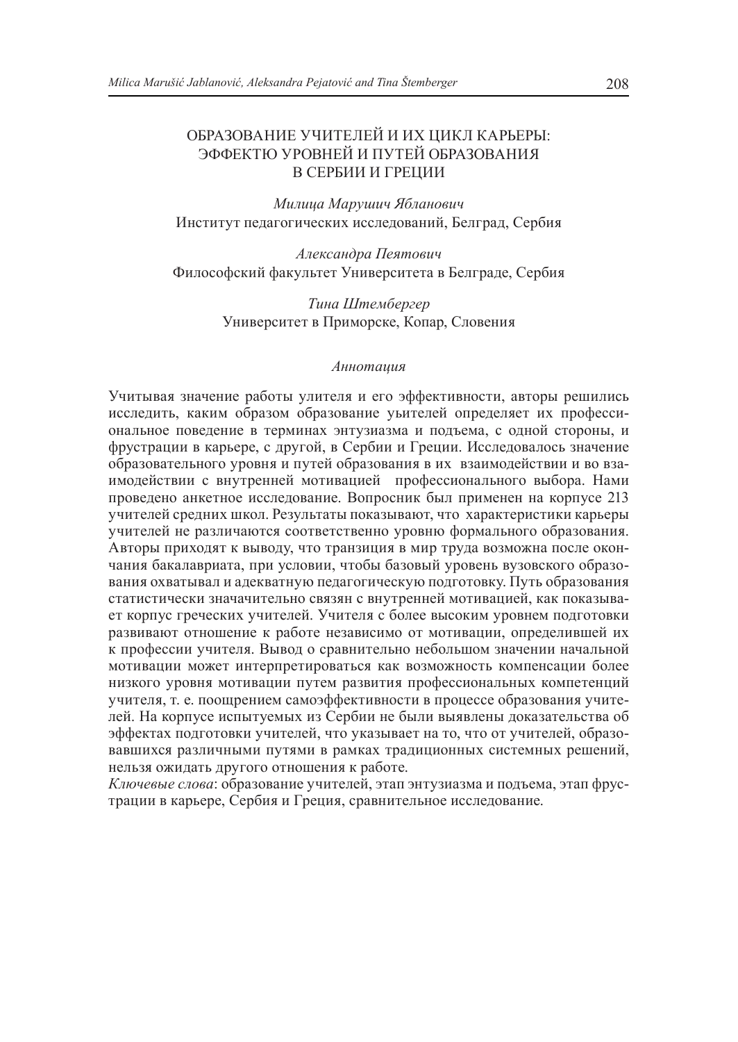# ОБРАЗОВАНИЕ УЧИТЕЛЕЙ И ИХ ЦИКЛ КАРЬЕРЫ: ЭФФЕКТЮ УРОВНЕЙ И ПУТЕЙ ОБРАЗОВАНИЯ В СЕРБИИ И ГРЕЦИИ

*Милица Марушич Яблaнович*
Институт педагогических исследований, Белград, Сербия

*Александра Пеятович*
Философский факультет Университета в Белграде, Сербия

*Тина Штембергер*
Университет в Приморске, Копар, Словения

*Аннотация*

Учитывая значение работы улителя и его эффективности, авторы решились исследить, каким образом образование уьителей определяет их профессиональное поведение в терминах энтузиазма и подъема, с одной стороны, и фрустрации в карьере, с другой, в Сербии и Греции. Исследовалось значение образовательного уровня и путей образования в их взаимодействии и во взаимодействии с внутренней мотивацией профессионального выбора. Нами проведено анкетное исследование. Вопросник был применен на корпусе 213 учителей средних школ. Результаты показывают, что характеристики карьеры учителей не различаются соответственно уровню формального образования. Авторы приходят к выводу, что транзиция в мир труда возможна после окончания бакалавриата, при условии, чтобы базовый уровень вузовского образования охватывал и адекватную педагогическую подготовку. Путь образования статистически значачительно связян с внутренней мотивацией, как показывает корпус греческих учителей. Учителя с более высоким уровнем подготовки развивают отношение к работе независимо от мотивации, определившей их к профессии учителя. Вывод о сравнительно небольшом значении начальной мотивации может интерпретироваться как возможность компенсации более низкого уровня мотивации путем развития профессиональных компетенций учителя, т. е. поощрением самоэффективности в процессе образования учителей. На корпусе испытуемых из Сербии не были выявлены доказательства об эффектах подготовки учителей, что указывает на то, что от учителей, образовавшихся различными путями в рамках традиционных системных решений, нельзя ожидать другого отношения к работе.

*Ключевые слова*: образование учителей, этап энтузиазма и подъема, этап фрустрации в карьере, Сербия и Греция, сравнительное исследование.